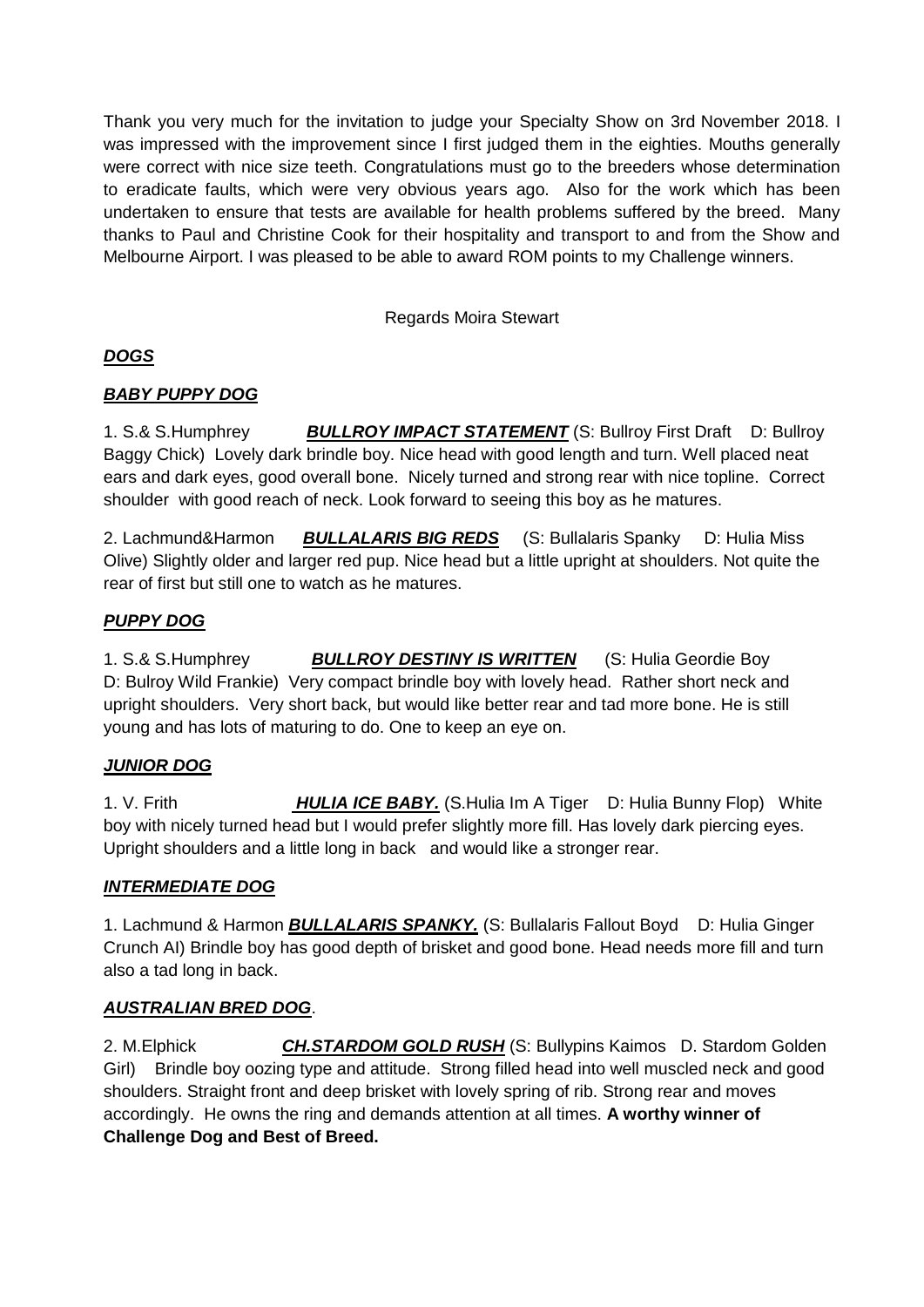Thank you very much for the invitation to judge your Specialty Show on 3rd November 2018. I was impressed with the improvement since I first judged them in the eighties. Mouths generally were correct with nice size teeth. Congratulations must go to the breeders whose determination to eradicate faults, which were very obvious years ago. Also for the work which has been undertaken to ensure that tests are available for health problems suffered by the breed. Many thanks to Paul and Christine Cook for their hospitality and transport to and from the Show and Melbourne Airport. I was pleased to be able to award ROM points to my Challenge winners.

Regards Moira Stewart

## ***DOGS***

### ***BABY PUPPY DOG***

1. S.& S.Humphrey ***BULLROY IMPACT STATEMENT*** (S: Bullroy First Draft D: Bullroy Baggy Chick) Lovely dark brindle boy. Nice head with good length and turn. Well placed neat ears and dark eyes, good overall bone. Nicely turned and strong rear with nice topline. Correct shoulder with good reach of neck. Look forward to seeing this boy as he matures.

2. Lachmund&Harmon ***BULLALARIS BIG REDS*** (S: Bullalaris Spanky D: Hulia Miss Olive) Slightly older and larger red pup. Nice head but a little upright at shoulders. Not quite the rear of first but still one to watch as he matures.

### ***PUPPY DOG***

1. S.& S.Humphrey ***BULLROY DESTINY IS WRITTEN*** (S: Hulia Geordie Boy D: Bulroy Wild Frankie) Very compact brindle boy with lovely head. Rather short neck and upright shoulders. Very short back, but would like better rear and tad more bone. He is still young and has lots of maturing to do. One to keep an eye on.

### ***JUNIOR DOG***

1. V. Frith ***HULIA ICE BABY.*** (S.Hulia Im A Tiger D: Hulia Bunny Flop) White boy with nicely turned head but I would prefer slightly more fill. Has lovely dark piercing eyes. Upright shoulders and a little long in back and would like a stronger rear.

### ***INTERMEDIATE DOG***

1. Lachmund & Harmon ***BULLALARIS SPANKY.*** (S: Bullalaris Fallout Boyd D: Hulia Ginger Crunch AI) Brindle boy has good depth of brisket and good bone. Head needs more fill and turn also a tad long in back.

### ***AUSTRALIAN BRED DOG***.

2. M.Elphick ***CH.STARDOM GOLD RUSH*** (S: Bullypins Kaimos D. Stardom Golden Girl) Brindle boy oozing type and attitude. Strong filled head into well muscled neck and good shoulders. Straight front and deep brisket with lovely spring of rib. Strong rear and moves accordingly. He owns the ring and demands attention at all times. **A worthy winner of Challenge Dog and Best of Breed.**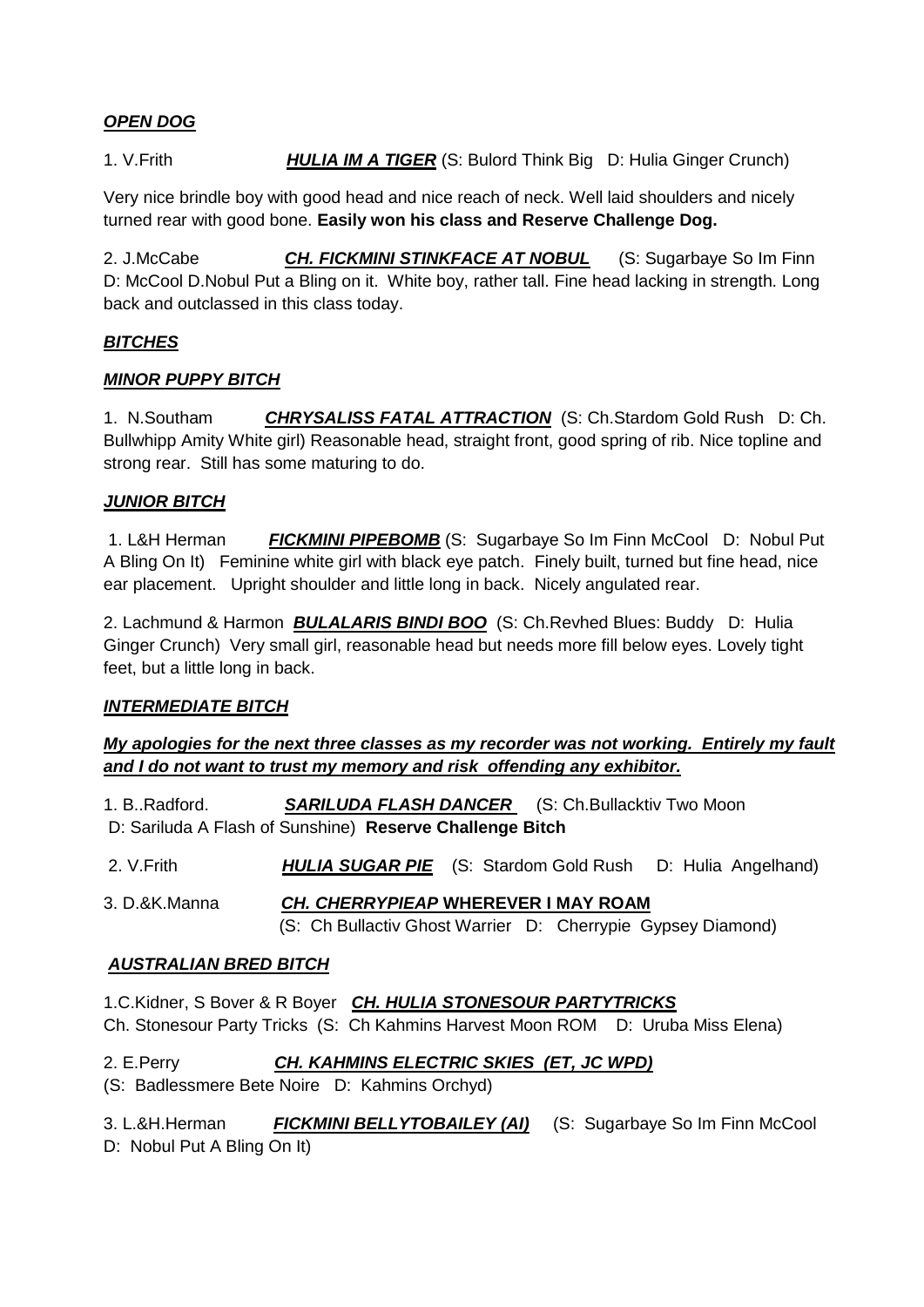## ***OPEN DOG***

1. V.Frith ***HULIA IM A TIGER*** (S: Bulord Think Big D: Hulia Ginger Crunch)

Very nice brindle boy with good head and nice reach of neck. Well laid shoulders and nicely turned rear with good bone. **Easily won his class and Reserve Challenge Dog.**

2. J.McCabe ***CH. FICKMINI STINKFACE AT NOBUL*** (S: Sugarbaye So Im Finn D: McCool D.Nobul Put a Bling on it. White boy, rather tall. Fine head lacking in strength. Long back and outclassed in this class today.

## ***BITCHES***

### ***MINOR PUPPY BITCH***

1. N.Southam ***CHRYSALISS FATAL ATTRACTION*** (S: Ch.Stardom Gold Rush D: Ch. Bullwhipp Amity White girl) Reasonable head, straight front, good spring of rib. Nice topline and strong rear. Still has some maturing to do.

### ***JUNIOR BITCH***

1. L&H Herman ***FICKMINI PIPEBOMB*** (S: Sugarbaye So Im Finn McCool D: Nobul Put A Bling On It) Feminine white girl with black eye patch. Finely built, turned but fine head, nice ear placement. Upright shoulder and little long in back. Nicely angulated rear.

2. Lachmund & Harmon ***BULALARIS BINDI BOO*** (S: Ch.Revhed Blues: Buddy D: Hulia Ginger Crunch) Very small girl, reasonable head but needs more fill below eyes. Lovely tight feet, but a little long in back.

### ***INTERMEDIATE BITCH***

***My apologies for the next three classes as my recorder was not working. Entirely my fault and I do not want to trust my memory and risk offending any exhibitor.***

1. B..Radford. ***SARILUDA FLASH DANCER*** (S: Ch.Bullacktiv Two Moon D: Sariluda A Flash of Sunshine) **Reserve Challenge Bitch**

2. V.Frith ***HULIA SUGAR PIE*** (S: Stardom Gold Rush D: Hulia Angelhand)

3. D.&K.Manna ***CH. CHERRYPIEAP* WHEREVER I MAY ROAM** (S: Ch Bullactiv Ghost Warrier D: Cherrypie Gypsey Diamond)

### ***AUSTRALIAN BRED BITCH***

1. C.Kidner, S Bover & R Boyer ***CH. HULIA STONESOUR PARTYTRICKS*** Ch. Stonesour Party Tricks (S: Ch Kahmins Harvest Moon ROM D: Uruba Miss Elena)

2. E.Perry ***CH. KAHMINS ELECTRIC SKIES (ET, JC WPD)*** (S: Badlessmere Bete Noire D: Kahmins Orchyd)

3. L.&H.Herman ***FICKMINI BELLYTOBAILEY (AI)*** (S: Sugarbaye So Im Finn McCool D: Nobul Put A Bling On It)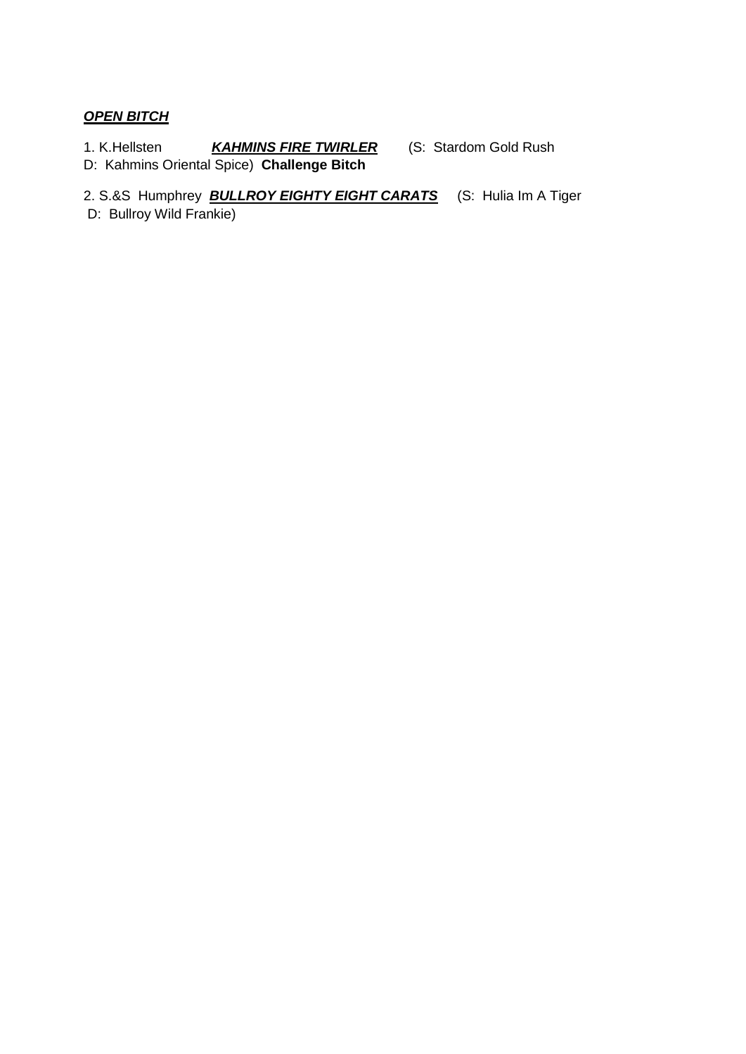***OPEN BITCH***

1. K.Hellsten ***KAHMINS FIRE TWIRLER*** (S: Stardom Gold Rush
D: Kahmins Oriental Spice) **Challenge Bitch**

2. S.&S Humphrey ***BULLROY EIGHTY EIGHT CARATS*** (S: Hulia Im A Tiger
D: Bullroy Wild Frankie)